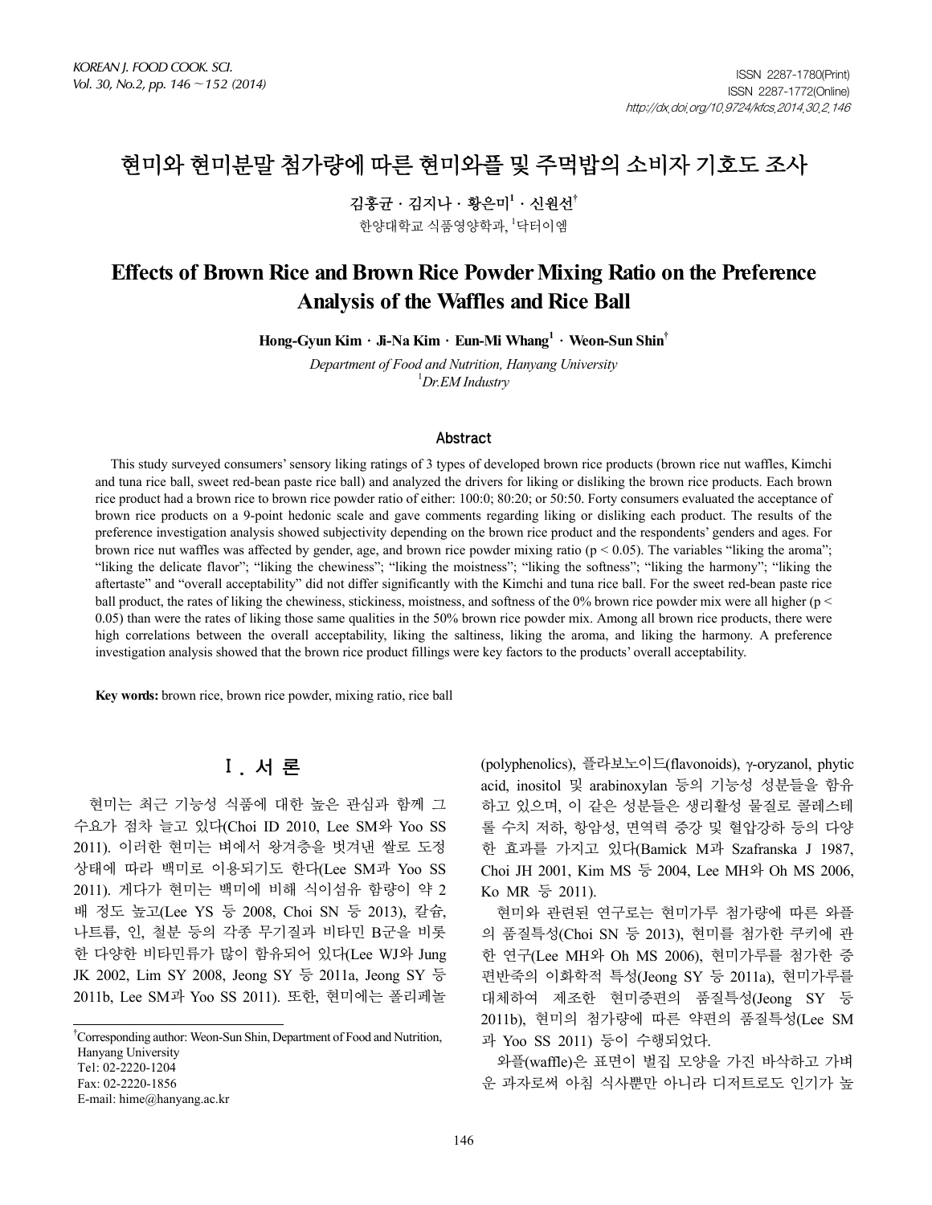# 현미와 현미분말 첨가량에 따른 현미와플 및 주먹밥의 소비자 기호도 조사

김홍균 · 김지나 · 황은미[1] · 신원선[†]

한양대학교 식품영양학과, [1]닥터이엠

# Effects of Brown Rice and Brown Rice Powder Mixing Ratio on the Preference Analysis of the Waffles and Rice Ball

**Hong-Gyun Kim · Ji-Na Kim · Eun-Mi Whang[1] · Weon-Sun Shin[†]**

*Department of Food and Nutrition, Hanyang University*
*[1]Dr.EM Industry*

## Abstract

This study surveyed consumers' sensory liking ratings of 3 types of developed brown rice products (brown rice nut waffles, Kimchi and tuna rice ball, sweet red-bean paste rice ball) and analyzed the drivers for liking or disliking the brown rice products. Each brown rice product had a brown rice to brown rice powder ratio of either: 100:0; 80:20; or 50:50. Forty consumers evaluated the acceptance of brown rice products on a 9-point hedonic scale and gave comments regarding liking or disliking each product. The results of the preference investigation analysis showed subjectivity depending on the brown rice product and the respondents' genders and ages. For brown rice nut waffles was affected by gender, age, and brown rice powder mixing ratio ($p < 0.05$). The variables "liking the aroma"; "liking the delicate flavor"; "liking the chewiness"; "liking the moistness"; "liking the softness"; "liking the harmony"; "liking the aftertaste" and "overall acceptability" did not differ significantly with the Kimchi and tuna rice ball. For the sweet red-bean paste rice ball product, the rates of liking the chewiness, stickiness, moistness, and softness of the 0% brown rice powder mix were all higher ($p < 0.05$) than were the rates of liking those same qualities in the 50% brown rice powder mix. Among all brown rice products, there were high correlations between the overall acceptability, liking the saltiness, liking the aroma, and liking the harmony. A preference investigation analysis showed that the brown rice product fillings were key factors to the products' overall acceptability.

**Key words:** brown rice, brown rice powder, mixing ratio, rice ball

## Ⅰ. 서 론

현미는 최근 기능성 식품에 대한 높은 관심과 함께 그 수요가 점차 늘고 있다(Choi ID 2010, Lee SM와 Yoo SS 2011). 이러한 현미는 벼에서 왕겨층을 벗겨낸 쌀로 도정 상태에 따라 백미로 이용되기도 한다(Lee SM과 Yoo SS 2011). 게다가 현미는 백미에 비해 식이섬유 함량이 약 2배 정도 높고(Lee YS 등 2008, Choi SN 등 2013), 칼슘, 나트륨, 인, 철분 등의 각종 무기질과 비타민 B군을 비롯한 다양한 비타민류가 많이 함유되어 있다(Lee WJ와 Jung JK 2002, Lim SY 2008, Jeong SY 등 2011a, Jeong SY 등 2011b, Lee SM과 Yoo SS 2011). 또한, 현미에는 폴리페놀(polyphenolics), 플라보노이드(flavonoids), γ-oryzanol, phytic acid, inositol 및 arabinoxylan 등의 기능성 성분들을 함유하고 있으며, 이 같은 성분들은 생리활성 물질로 콜레스테롤 수치 저하, 항암성, 면역력 증강 및 혈압강하 등의 다양한 효과를 가지고 있다(Bamick M과 Szafranska J 1987, Choi JH 2001, Kim MS 등 2004, Lee MH와 Oh MS 2006, Ko MR 등 2011).

현미와 관련된 연구로는 현미가루 첨가량에 따른 와플의 품질특성(Choi SN 등 2013), 현미를 첨가한 쿠키에 관한 연구(Lee MH와 Oh MS 2006), 현미가루를 첨가한 증편반죽의 이화학적 특성(Jeong SY 등 2011a), 현미가루를 대체하여 제조한 현미증편의 품질특성(Jeong SY 등 2011b), 현미의 첨가량에 따른 약편의 품질특성(Lee SM과 Yoo SS 2011) 등이 수행되었다.

와플(waffle)은 표면이 벌집 모양을 가진 바삭하고 가벼운 과자로써 아침 식사뿐만 아니라 디저트로도 인기가 높

---

[†]Corresponding author: Weon-Sun Shin, Department of Food and Nutrition, Hanyang University
Tel: 02-2220-1204
Fax: 02-2220-1856
E-mail: hime@hanyang.ac.kr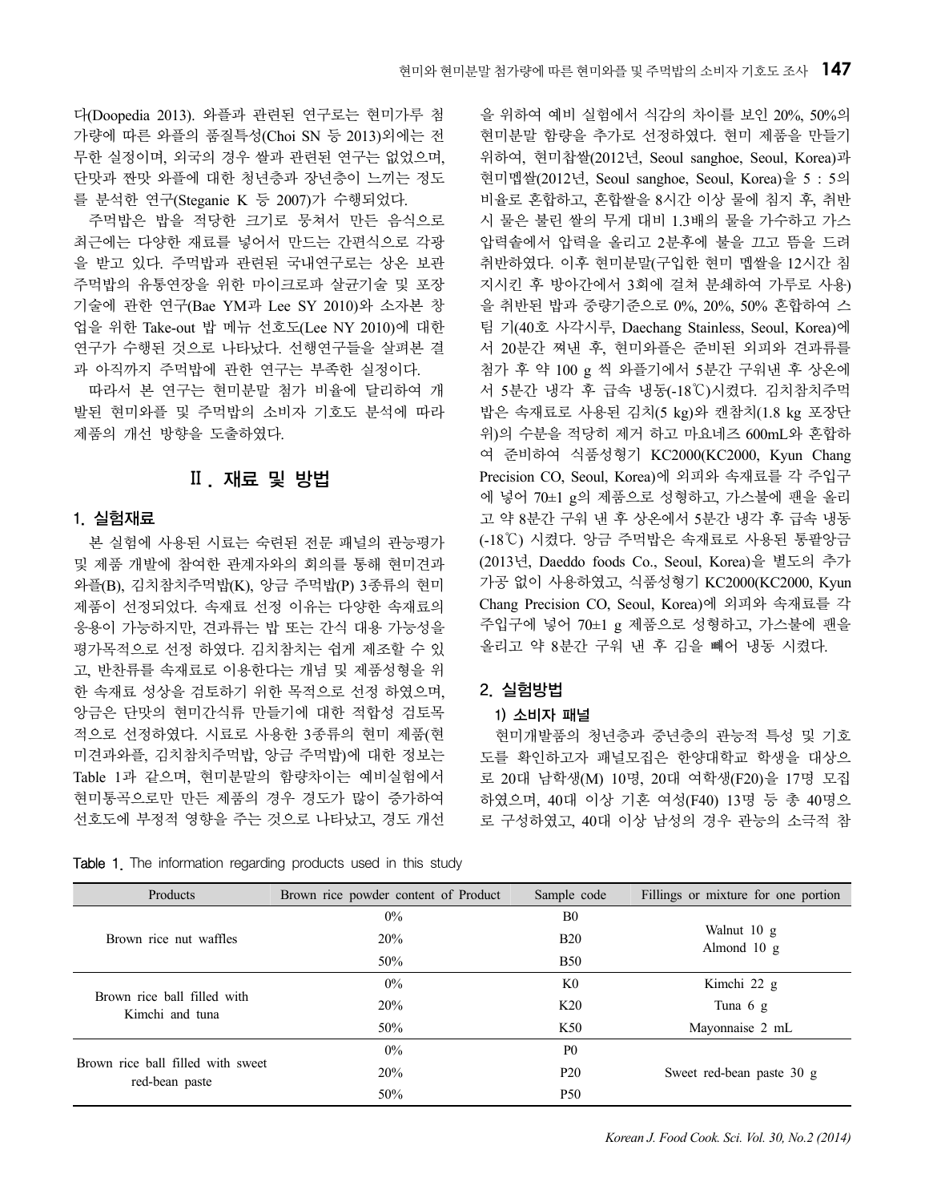다(Doopedia 2013). 와플과 관련된 연구로는 현미가루 첨가량에 따른 와플의 품질특성(Choi SN 등 2013)외에는 전무한 실정이며, 외국의 경우 쌀과 관련된 연구는 없었으며, 단맛과 짠맛 와플에 대한 청년층과 장년층이 느끼는 정도를 분석한 연구(Steganie K 등 2007)가 수행되었다.

주먹밥은 밥을 적당한 크기로 뭉쳐서 만든 음식으로 최근에는 다양한 재료를 넣어서 만드는 간편식으로 각광을 받고 있다. 주먹밥과 관련된 국내연구로는 상온 보관 주먹밥의 유통연장을 위한 마이크로파 살균기술 및 포장기술에 관한 연구(Bae YM과 Lee SY 2010)와 소자본 창업을 위한 Take-out 밥 메뉴 선호도(Lee NY 2010)에 대한 연구가 수행된 것으로 나타났다. 선행연구들을 살펴본 결과 아직까지 주먹밥에 관한 연구는 부족한 실정이다.

따라서 본 연구는 현미분말 첨가 비율에 달리하여 개발된 현미와플 및 주먹밥의 소비자 기호도 분석에 따라 제품의 개선 방향을 도출하였다.

## Ⅱ. 재료 및 방법

### 1. 실험재료

본 실험에 사용된 시료는 숙련된 전문 패널의 관능평가 및 제품 개발에 참여한 관계자와의 회의를 통해 현미견과와플(B), 김치참치주먹밥(K), 앙금 주먹밥(P) 3종류의 현미 제품이 선정되었다. 속재료 선정 이유는 다양한 속재료의 응용이 가능하지만, 견과류는 밥 또는 간식 대용 가능성을 평가목적으로 선정 하였다. 김치참치는 쉽게 제조할 수 있고, 반찬류를 속재료로 이용한다는 개념 및 제품성형을 위한 속재료 성상을 검토하기 위한 목적으로 선정 하였으며, 앙금은 단맛의 현미간식류 만들기에 대한 적합성 검토목적으로 선정하였다. 시료로 사용한 3종류의 현미 제품(현미견과와플, 김치참치주먹밥, 앙금 주먹밥)에 대한 정보는 Table 1과 같으며, 현미분말의 함량차이는 예비실험에서 현미통곡으로만 만든 제품의 경우 경도가 많이 증가하여 선호도에 부정적 영향을 주는 것으로 나타났고, 경도 개선을 위하여 예비 실험에서 식감의 차이를 보인 20%, 50%의 현미분말 함량을 추가로 선정하였다. 현미 제품을 만들기 위하여, 현미찹쌀(2012년, Seoul sanghoe, Seoul, Korea)과 현미멥쌀(2012년, Seoul sanghoe, Seoul, Korea)을 5 : 5의 비율로 혼합하고, 혼합쌀을 8시간 이상 물에 침지 후, 취반 시 물은 불린 쌀의 무게 대비 1.3배의 물을 가수하고 가스 압력솥에서 압력을 올리고 2분후에 불을 끄고 뜸을 드려 취반하였다. 이후 현미분말(구입한 현미 멥쌀을 12시간 침지시킨 후 방아간에서 3회에 걸쳐 분쇄하여 가루로 사용)을 취반된 밥과 중량기준으로 0%, 20%, 50% 혼합하여 스팀 기(40호 사각시루, Daechang Stainless, Seoul, Korea)에서 20분간 쪄낸 후, 현미와플은 준비된 외피와 견과류를 첨가 후 약 100 g 씩 와플기에서 5분간 구워낸 후 상온에서 5분간 냉각 후 급속 냉동(-18℃)시켰다. 김치참치주먹밥은 속재료로 사용된 김치(5 kg)와 캔참치(1.8 kg 포장단위)의 수분을 적당히 제거 하고 마요네즈 600mL와 혼합하여 준비하여 식품성형기 KC2000(KC2000, Kyun Chang Precision CO, Seoul, Korea)에 외피와 속재료를 각 주입구에 넣어 70±1 g의 제품으로 성형하고, 가스불에 팬을 올리고 약 8분간 구워 낸 후 상온에서 5분간 냉각 후 급속 냉동(-18℃) 시켰다. 앙금 주먹밥은 속재료로 사용된 통팥앙금(2013년, Daeddo foods Co., Seoul, Korea)을 별도의 추가 가공 없이 사용하였고, 식품성형기 KC2000(KC2000, Kyun Chang Precision CO, Seoul, Korea)에 외피와 속재료를 각 주입구에 넣어 70±1 g 제품으로 성형하고, 가스불에 팬을 올리고 약 8분간 구워 낸 후 김을 빼어 냉동 시켰다.

### 2. 실험방법

#### 1) 소비자 패널

현미개발품의 청년층과 중년층의 관능적 특성 및 기호도를 확인하고자 패널모집은 한양대학교 학생을 대상으로 20대 남학생(M) 10명, 20대 여학생(F20)을 17명 모집하였으며, 40대 이상 기혼 여성(F40) 13명 등 총 40명으로 구성하였고, 40대 이상 남성의 경우 관능의 소극적 참

Table 1. The information regarding products used in this study

| Products | Brown rice powder content of Product | Sample code | Fillings or mixture for one portion |
|---|---|---|---|
| Brown rice nut waffles | 0% | B0 | Walnut 10 g<br>Almond 10 g |
| | 20% | B20 | |
| | 50% | B50 | |
| Brown rice ball filled with Kimchi and tuna | 0% | K0 | Kimchi 22 g |
| | 20% | K20 | Tuna 6 g |
| | 50% | K50 | Mayonnaise 2 mL |
| Brown rice ball filled with sweet red-bean paste | 0% | P0 | Sweet red-bean paste 30 g |
| | 20% | P20 | |
| | 50% | P50 | |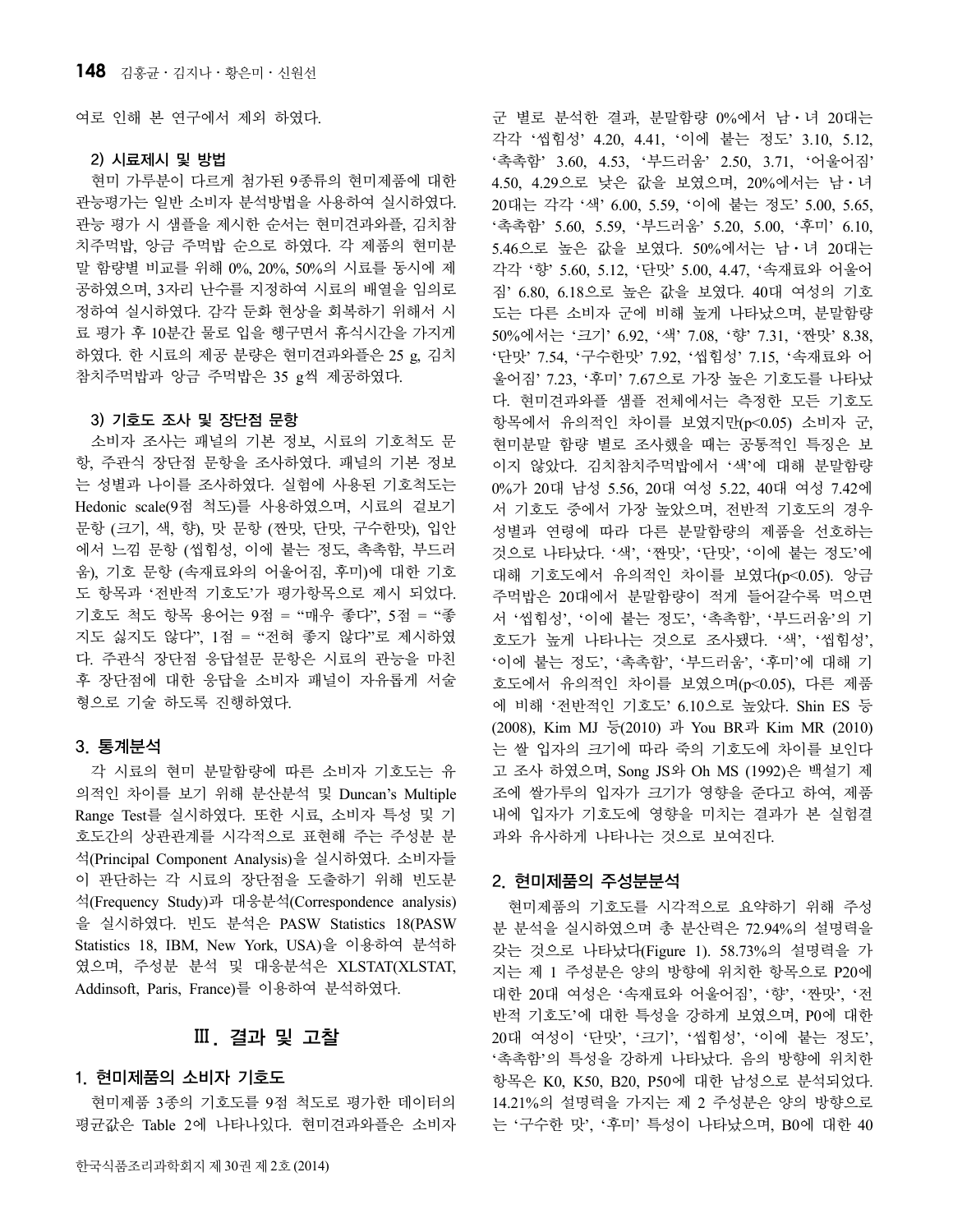여로 인해 본 연구에서 제외 하였다.

#### 2) 시료제시 및 방법

현미 가루분이 다르게 첨가된 9종류의 현미제품에 대한 관능평가는 일반 소비자 분석방법을 사용하여 실시하였다. 관능 평가 시 샘플을 제시한 순서는 현미견과와플, 김치참치주먹밥, 앙금 주먹밥 순으로 하였다. 각 제품의 현미분말 함량별 비교를 위해 0%, 20%, 50%의 시료를 동시에 제공하였으며, 3자리 난수를 지정하여 시료의 배열을 임의로 정하여 실시하였다. 감각 둔화 현상을 회복하기 위해서 시료 평가 후 10분간 물로 입을 헹구면서 휴식시간을 가지게 하였다. 한 시료의 제공 분량은 현미견과와플은 25 g, 김치참치주먹밥과 앙금 주먹밥은 35 g씩 제공하였다.

#### 3) 기호도 조사 및 장단점 문항

소비자 조사는 패널의 기본 정보, 시료의 기호척도 문항, 주관식 장단점 문항을 조사하였다. 패널의 기본 정보는 성별과 나이를 조사하였다. 실험에 사용된 기호척도는 Hedonic scale(9점 척도)를 사용하였으며, 시료의 겉보기 문항 (크기, 색, 향), 맛 문항 (짠맛, 단맛, 구수한맛), 입안에서 느낌 문항 (씹힘성, 이에 붙는 정도, 촉촉함, 부드러움), 기호 문항 (속재료와의 어울어짐, 후미)에 대한 기호도 항목과 '전반적 기호도'가 평가항목으로 제시 되었다. 기호도 척도 항목 용어는 9점 = "매우 좋다", 5점 = "좋지도 싫지도 않다", 1점 = "전혀 좋지 않다"로 제시하였다. 주관식 장단점 응답설문 문항은 시료의 관능을 마친 후 장단점에 대한 응답을 소비자 패널이 자유롭게 서술형으로 기술 하도록 진행하였다.

### 3. 통계분석

각 시료의 현미 분말함량에 따른 소비자 기호도는 유의적인 차이를 보기 위해 분산분석 및 Duncan's Multiple Range Test를 실시하였다. 또한 시료, 소비자 특성 및 기호도간의 상관관계를 시각적으로 표현해 주는 주성분 분석(Principal Component Analysis)을 실시하였다. 소비자들이 판단하는 각 시료의 장단점을 도출하기 위해 빈도분석(Frequency Study)과 대응분석(Correspondence analysis)을 실시하였다. 빈도 분석은 PASW Statistics 18(PASW Statistics 18, IBM, New York, USA)을 이용하여 분석하였으며, 주성분 분석 및 대응분석은 XLSTAT(XLSTAT, Addinsoft, Paris, France)를 이용하여 분석하였다.

## Ⅲ. 결과 및 고찰

### 1. 현미제품의 소비자 기호도

현미제품 3종의 기호도를 9점 척도로 평가한 데이터의 평균값은 Table 2에 나타나있다. 현미견과와플은 소비자 군 별로 분석한 결과, 분말함량 0%에서 남・녀 20대는 각각 '씹힘성' 4.20, 4.41, '이에 붙는 정도' 3.10, 5.12, '촉촉함' 3.60, 4.53, '부드러움' 2.50, 3.71, '어울어짐' 4.50, 4.29으로 낮은 값을 보였으며, 20%에서는 남・녀 20대는 각각 '색' 6.00, 5.59, '이에 붙는 정도' 5.00, 5.65, '촉촉함' 5.60, 5.59, '부드러움' 5.20, 5.00, '후미' 6.10, 5.46으로 높은 값을 보였다. 50%에서는 남・녀 20대는 각각 '향' 5.60, 5.12, '단맛' 5.00, 4.47, '속재료와 어울어짐' 6.80, 6.18으로 높은 값을 보였다. 40대 여성의 기호도는 다른 소비자 군에 비해 높게 나타났으며, 분말함량 50%에서는 '크기' 6.92, '색' 7.08, '향' 7.31, '짠맛' 8.38, '단맛' 7.54, '구수한맛' 7.92, '씹힘성' 7.15, '속재료와 어울어짐' 7.23, '후미' 7.67으로 가장 높은 기호도를 나타났다. 현미견과와플 샘플 전체에서는 측정한 모든 기호도 항목에서 유의적인 차이를 보였지만($p<0.05$) 소비자 군, 현미분말 함량 별로 조사했을 때는 공통적인 특징은 보이지 않았다. 김치참치주먹밥에서 '색'에 대해 분말함량 0%가 20대 남성 5.56, 20대 여성 5.22, 40대 여성 7.42에서 기호도 중에서 가장 높았으며, 전반적 기호도의 경우 성별과 연령에 따라 다른 분말함량의 제품을 선호하는 것으로 나타났다. '색', '짠맛', '단맛', '이에 붙는 정도'에 대해 기호도에서 유의적인 차이를 보였다($p<0.05$). 앙금 주먹밥은 20대에서 분말함량이 적게 들어갈수록 먹으면서 '씹힘성', '이에 붙는 정도', '촉촉함', '부드러움'의 기호도가 높게 나타나는 것으로 조사됐다. '색', '씹힘성', '이에 붙는 정도', '촉촉함', '부드러움', '후미'에 대해 기호도에서 유의적인 차이를 보였으며($p<0.05$), 다른 제품에 비해 '전반적인 기호도' 6.10으로 높았다. Shin ES 등 (2008), Kim MJ 등(2010) 과 You BR과 Kim MR (2010)는 쌀 입자의 크기에 따라 죽의 기호도에 차이를 보인다고 조사 하였으며, Song JS와 Oh MS (1992)은 백설기 제조에 쌀가루의 입자가 크기가 영향을 준다고 하여, 제품 내에 입자가 기호도에 영향을 미치는 결과가 본 실험결과와 유사하게 나타나는 것으로 보여진다.

### 2. 현미제품의 주성분분석

현미제품의 기호도를 시각적으로 요약하기 위해 주성분 분석을 실시하였으며 총 분산력은 72.94%의 설명력을 갖는 것으로 나타났다(Figure 1). 58.73%의 설명력을 가지는 제 1 주성분은 양의 방향에 위치한 항목으로 P20에 대한 20대 여성은 '속재료와 어울어짐', '향', '짠맛', '전반적 기호도'에 대한 특성을 강하게 보였으며, P0에 대한 20대 여성이 '단맛', '크기', '씹힘성', '이에 붙는 정도', '촉촉함'의 특성을 강하게 나타났다. 음의 방향에 위치한 항목은 K0, K50, B20, P50에 대한 남성으로 분석되었다. 14.21%의 설명력을 가지는 제 2 주성분은 양의 방향으로는 '구수한 맛', '후미' 특성이 나타났으며, B0에 대한 40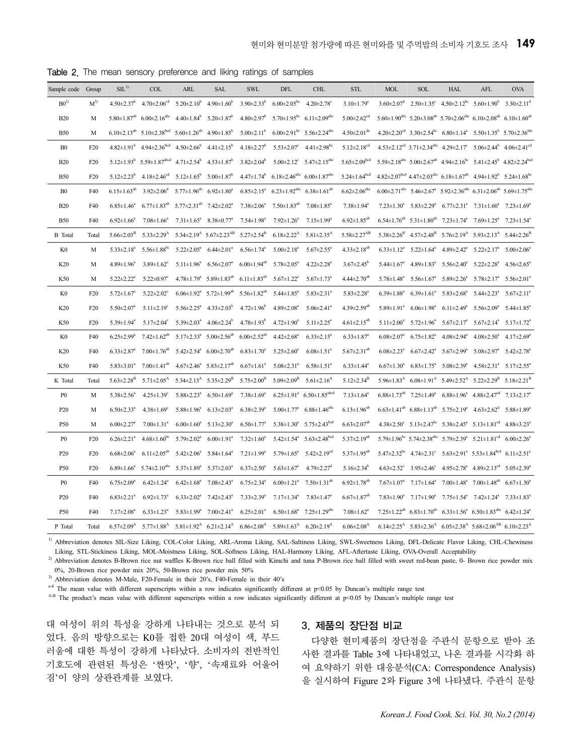Table 2. The mean sensory preference and liking ratings of samples

| Sample code | Group | SIL[1)] | COL | ARL | SAL | SWL | DFL | CHL | STL | MOL | SOL | HAL | AFL | OVA |
|---|---|---|---|---|---|---|---|---|---|---|---|---|---|---|
| B0[2)] | M[3)] | 4.50±2.37[b] | 4.70±2.06[cd] | 5.20±2.10[b] | 4.90±1.60[b] | 3.90±2.33[b] | 6.00±2.05[bc] | 4.20±2.78[c] | 3.10±1.79[e] | 3.60±2.07[d] | 2.50±1.35[c] | 4.50±2.12[bc] | 5.60±1.90[b] | 3.30±2.11[d] |
| B20 | M | 5.80±1.87[ab] | 6.00±2.16[abc] | 4.40±1.84[b] | 5.20±1.87[b] | 4.80±2.97[b] | 5.70±1.95[bc] | 6.11±2.09[abc] | 5.00±2.62[cd] | 5.60±1.90[abc] | 5.20±3.08[ab] | 5.70±2.06[abc] | 6.10±2.08[ab] | 6.10±1.60[ab] |
| B50 | M | 6.10±2.13[ab] | 5.10±2.38[bcd] | 5.60±1.26[ab] | 4.90±1.85[b] | 5.00±2.11[b] | 6.00±2.91[bc] | 5.56±2.24[abc] | 4.50±2.01[de] | 4.20±2.20[cd] | 3.30±2.54[bc] | 6.80±1.14[a] | 5.50±1.35[b] | 5.70±2.36[abc] |
| B0 | F20 | 4.82±1.91[b] | 4.94±2.36[bcd] | 4.50±2.66[b] | 4.41±2.15[b] | 4.18±2.27[b] | 5.53±2.07[c] | 4.41±2.98[bc] | 5.12±2.18[cd] | 4.53±2.12[cd] | 3.71±2.34[abc] | 4.29±2.17[c] | 5.06±2.44[b] | 4.06±2.41[cd] |
| B20 | F20 | 5.12±1.93[b] | 5.59±1.87[abcd] | 4.71±2.54[b] | 4.53±1.87[b] | 3.82±2.04[b] | 5.00±2.12[c] | 5.47±2.15[abc] | 5.65±2.09[bcd] | 5.59±2.18[abc] | 5.00±2.67[ab] | 4.94±2.16[bc] | 5.41±2.45[b] | 4.82±2.24[bcd] |
| B50 | F20 | 5.12±2.23[b] | 4.18±2.46[cd] | 5.12±1.65[b] | 5.00±1.87[b] | 4.47±1.74[b] | 6.18±2.46[abc] | 6.00±1.87[abc] | 5.24±1.64[bcd] | 4.82±2.07[bcd] | 4.47±2.03[abc] | 6.18±1.67[ab] | 4.94±1.92[b] | 5.24±1.68[bc] |
| B0 | F40 | 6.15±1.63[ab] | 3.92±2.06[d] | 5.77±1.96[ab] | 6.92±1.80[a] | 6.85±2.15[a] | 6.23±1.92[abc] | 6.38±1.61[ab] | 6.62±2.06[abc] | 6.00±2.71[abc] | 5.46±2.67[a] | 5.92±2.36[abc] | 6.31±2.06[ab] | 5.69±1.75[abc] |
| B20 | F40 | 6.85±1.46[a] | 6.77±1.83[ab] | 5.77±2.31[ab] | 7.42±2.02[a] | 7.38±2.06[a] | 7.50±1.83[ab] | 7.08±1.85[a] | 7.38±1.94[a] | 7.23±1.30[a] | 5.83±2.29[a] | 6.77±2.31[a] | 7.31±1.60[a] | 7.23±1.69[a] |
| B50 | F40 | 6.92±1.66[a] | 7.08±1.66[a] | 7.31±1.65[a] | 8.38±0.77[a] | 7.54±1.98[a] | 7.92±1.26[a] | 7.15±1.99[a] | 6.92±1.85[ab] | 6.54±1.76[ab] | 5.31±1.80[ab] | 7.23±1.74[a] | 7.69±1.25[a] | 7.23±1.54[a] |
| B Total | Total | 5.66±2.03[B] | 5.33±2.29[A] | 5.34±2.19[A] | 5.67±2.23[AB] | 5.27±2.54[B] | 6.18±2.22[A] | 5.81±2.35[A] | 5.58±2.27[AB] | 5.38±2.26[B] | 4.57±2.48[B] | 5.76±2.19[A] | 5.93±2.13[A] | 5.44±2.26[B] |
| K0 | M | 5.33±2.18[a] | 5.56±1.88[bc] | 5.22±2.05[a] | 6.44±2.01[a] | 6.56±1.74[a] | 5.00±2.18[a] | 5.67±2.55[a] | 4.33±2.18[ab] | 6.33±1.12[a] | 5.22±1.64[a] | 4.89±2.42[a] | 5.22±2.17[a] | 5.00±2.06[a] |
| K20 | M | 4.89±1.96[a] | 3.89±1.62[c] | 5.11±1.96[a] | 6.56±2.07[a] | 6.00±1.94[ab] | 5.78±2.05[a] | 4.22±2.28[a] | 3.67±2.45[b] | 5.44±1.67[a] | 4.89±1.83[a] | 5.56±2.40[a] | 5.22±2.28[a] | 4.56±2.65[a] |
| K50 | M | 5.22±2.22[a] | 5.22±0.97[c] | 4.78±1.79[a] | 5.89±1.83[ab] | 6.11±1.83[ab] | 5.67±1.22[a] | 5.67±1.73[a] | 4.44±2.70[ab] | 5.78±1.48[a] | 5.56±1.67[a] | 5.89±2.26[a] | 5.78±2.17[a] | 5.56±2.01[a] |
| K0 | F20 | 5.72±1.67[a] | 5.22±2.02[c] | 6.06±1.92[a] | 5.72±1.99[ab] | 5.56±1.82[ab] | 5.44±1.85[a] | 5.83±2.31[a] | 5.83±2.28[a] | 6.39±1.88[a] | 6.39±1.61[a] | 5.83±2.68[a] | 5.44±2.23[a] | 5.67±2.11[a] |
| K20 | F20 | 5.50±2.07[a] | 5.11±2.19[c] | 5.56±2.25[a] | 4.33±2.03[b] | 4.72±1.96[b] | 4.89±2.08[a] | 5.06±2.41[a] | 4.39±2.59[ab] | 5.89±1.91[a] | 6.06±1.98[a] | 6.11±2.49[a] | 5.56±2.09[a] | 5.44±1.85[a] |
| K50 | F20 | 5.39±1.94[a] | 5.17±2.04[c] | 5.39±2.03[a] | 4.06±2.24[b] | 4.78±1.93[b] | 4.72±1.90[a] | 5.11±2.25[a] | 4.61±2.15[ab] | 5.11±2.00[a] | 5.72±1.96[a] | 5.67±2.17[a] | 5.67±2.14[a] | 5.17±1.72[a] |
| K0 | F40 | 6.25±2.99[a] | 7.42±1.62[ab] | 5.17±2.33[a] | 5.00±2.56[ab] | 6.00±2.52[ab] | 4.42±2.68[a] | 6.33±2.15[a] | 6.33±1.87[a] | 6.08±2.07[a] | 6.75±1.82[a] | 4.08±2.94[a] | 4.08±2.50[a] | 4.17±2.69[a] |
| K20 | F40 | 6.33±2.87[a] | 7.00±1.76[ab] | 5.42±2.54[a] | 6.00±2.70[ab] | 6.83±1.70[a] | 5.25±2.60[a] | 6.08±1.51[a] | 5.67±2.31[ab] | 6.08±2.23[a] | 6.67±2.42[a] | 5.67±2.99[a] | 5.08±2.97[a] | 5.42±2.78[a] |
| K50 | F40 | 5.83±3.01[a] | 7.00±1.41[ab] | 4.67±2.46[a] | 5.83±2.17[ab] | 6.67±1.61[a] | 5.08±2.31[a] | 6.58±1.51[a] | 6.33±1.44[a] | 6.67±1.30[a] | 6.83±1.75[a] | 5.08±2.39[a] | 4.58±2.31[a] | 5.17±2.55[a] |
| K Total | Total | 5.63±2.28[B] | 5.71±2.05[A] | 5.34±2.13[A] | 5.35±2.29[B] | 5.75±2.00[B] | 5.09±2.09[B] | 5.61±2.16[A] | 5.12±2.34[B] | 5.96±1.83[A] | 6.08±1.91[A] | 5.49±2.52[A] | 5.22±2.29[B] | 5.18±2.21[B] |
| P0 | M | 5.38±2.56[a] | 4.25±1.39[c] | 5.88±2.23[a] | 6.50±1.69[a] | 7.38±1.69[a] | 6.25±1.91[a] | 6.50±1.85[abcd] | 7.13±1.64[a] | 6.88±1.73[ab] | 7.25±1.49[a] | 6.88±1.96[a] | 4.88±2.47[cd] | 7.13±2.17[a] |
| P20 | M | 6.50±2.33[a] | 4.38±1.69[c] | 5.88±1.96[a] | 6.13±2.03[a] | 6.38±2.39[a] | 5.00±1.77[a] | 6.88±1.46[abc] | 6.13±1.96[ab] | 6.63±1.41[ab] | 6.88±1.13[ab] | 5.75±2.19[a] | 4.63±2.62[d] | 5.88±1.89[a] |
| P50 | M | 6.00±2.27[a] | 7.00±1.31[a] | 6.00±1.60[a] | 5.13±2.30[a] | 6.50±1.77[a] | 5.38±1.30[a] | 5.75±2.43[bcd] | 6.63±2.07[ab] | 4.38±2.50[c] | 5.13±2.47[bc] | 5.38±2.45[a] | 5.13±1.81[cd] | 4.88±3.23[a] |
| P0 | F20 | 6.26±2.21[a] | 4.68±1.60[bc] | 5.79±2.02[a] | 6.00±1.91[a] | 7.32±1.60[a] | 5.42±1.54[a] | 5.63±2.48[bcd] | 5.37±2.19[ab] | 5.79±1.96[bc] | 5.74±2.38[abc] | 5.79±2.39[a] | 5.21±1.81[cd] | 6.00±2.26[a] |
| P20 | F20 | 6.68±2.06[a] | 6.11±2.05[ab] | 5.42±2.06[a] | 5.84±1.64[a] | 7.21±1.99[a] | 5.79±1.65[a] | 5.42±2.19[cd] | 5.37±1.95[ab] | 5.47±2.32[bc] | 4.74±2.31[c] | 5.63±2.91[a] | 5.53±1.84[bcd] | 6.11±2.51[a] |
| P50 | F20 | 6.89±1.66[a] | 5.74±2.10[abc] | 5.37±1.89[a] | 5.37±2.03[a] | 6.37±2.50[a] | 5.63±1.67[a] | 4.79±2.27[d] | 5.16±2.34[b] | 4.63±2.52[c] | 3.95±2.46[c] | 4.95±2.78[a] | 4.89±2.13[cd] | 5.05±2.39[a] |
| P0 | F40 | 6.75±2.09[a] | 6.42±1.24[a] | 6.42±1.68[a] | 7.08±2.43[a] | 6.75±2.34[a] | 6.00±1.21[a] | 7.50±1.31[ab] | 6.92±1.78[ab] | 7.67±1.07[a] | 7.17±1.64[a] | 7.00±1.48[a] | 7.00±1.48[ab] | 6.67±1.30[a] |
| P20 | F40 | 6.83±2.21[a] | 6.92±1.73[a] | 6.33±2.02[a] | 7.42±2.43[a] | 7.33±2.39[a] | 7.17±1.34[a] | 7.83±1.47[a] | 6.67±1.87[ab] | 7.83±1.90[a] | 7.17±1.90[a] | 7.75±1.54[a] | 7.42±1.24[a] | 7.33±1.83[a] |
| P50 | F40 | 7.17±2.08[a] | 6.33±1.23[a] | 5.83±1.99[a] | 7.00±2.41[a] | 6.25±2.01[a] | 6.50±1.68[a] | 7.25±1.29[abc] | 7.08±1.62[a] | 7.25±1.22[ab] | 6.83±1.70[ab] | 6.33±1.56[a] | 6.50±1.83[abc] | 6.42±1.24[a] |
| P Total | Total | 6.57±2.09[A] | 5.77±1.88[A] | 5.81±1.92[A] | 6.21±2.14[A] | 6.86±2.08[A] | 5.89±1.63[A] | 6.20±2.19[A] | 6.06±2.08[A] | 6.14±2.25[A] | 5.83±2.36[A] | 6.05±2.38[A] | 5.68±2.06[AB] | 6.10±2.23[A] |

[1)] Abbreviation denotes SIL-Size Liking, COL-Color Liking, ARL-Aroma Liking, SAL-Saltiness Liking, SWL-Sweetness Liking, DFL-Delicate Flavor Liking, CHL-Chewiness Liking, STL-Stickiness Liking, MOL-Moistness Liking, SOL-Softness Liking, HAL-Harmony Liking, AFL-Aftertaste Liking, OVA-Overall Acceptability

[2)] Abbreviation denotes B-Brown rice nut waffles K-Brown rice ball filled with Kimchi and tuna P-Brown rice ball filled with sweet red-bean paste, 0- Brown rice powder mix 0%, 20-Brown rice powder mix 20%, 50-Brown rice powder mix 50%

[3)] Abbreviation denotes M-Male, F20-Female in their 20's, F40-Female in their 40's

[a-d] The mean value with different superscripts within a row indicates significantly different at $p<0.05$ by Duncan's multiple range test

[A-B] The product's mean value with different superscripts within a row indicates significantly different at $p<0.05$ by Duncan's multiple range test

대 여성이 위의 특성을 강하게 나타내는 것으로 분석 되었다. 음의 방향으로는 K0를 접한 20대 여성이 색, 부드러움에 대한 특성이 강하게 나타났다. 소비자의 전반적인 기호도에 관련된 특성은 '짠맛', '향', '속재료와 어울어짐'이 양의 상관관계를 보였다.

## 3. 제품의 장단점 비교

다양한 현미제품의 장단점을 주관식 문항으로 받아 조사한 결과를 Table 3에 나타내었고, 나온 결과를 시각화 하여 요약하기 위한 대응분석(CA: Correspondence Analysis)을 실시하여 Figure 2와 Figure 3에 나타냈다. 주관식 문항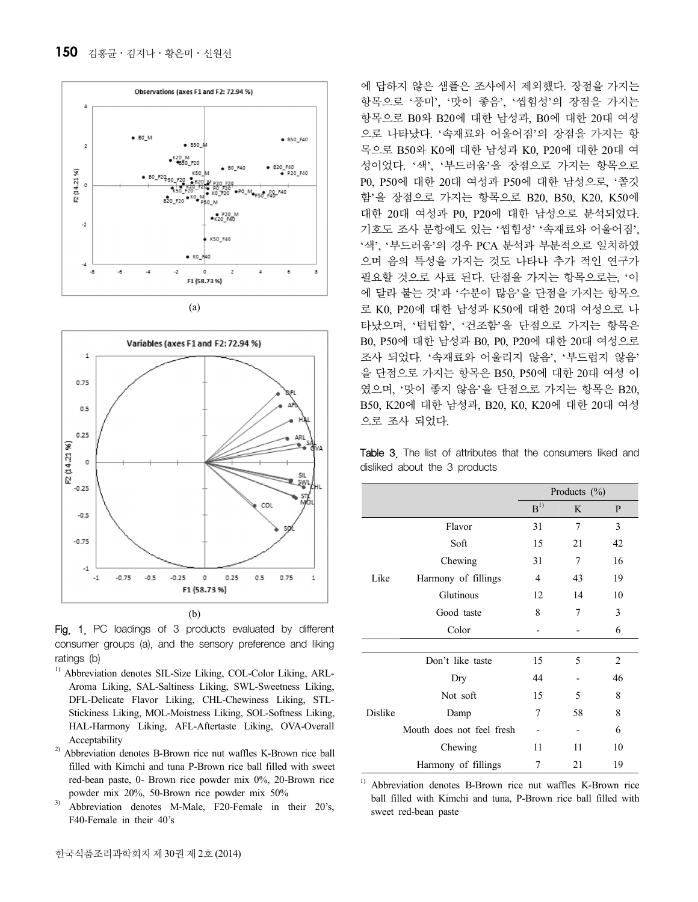(a)

(b)

Fig. 1. PC loadings of 3 products evaluated by different consumer groups (a), and the sensory preference and liking ratings (b)

[1)] Abbreviation denotes SIL-Size Liking, COL-Color Liking, ARL-Aroma Liking, SAL-Saltiness Liking, SWL-Sweetness Liking, DFL-Delicate Flavor Liking, CHL-Chewiness Liking, STL-Stickiness Liking, MOL-Moistness Liking, SOL-Softness Liking, HAL-Harmony Liking, AFL-Aftertaste Liking, OVA-Overall Acceptability

[2)] Abbreviation denotes B-Brown rice nut waffles K-Brown rice ball filled with Kimchi and tuna P-Brown rice ball filled with sweet red-bean paste, 0- Brown rice powder mix 0%, 20-Brown rice powder mix 20%, 50-Brown rice powder mix 50%

[3)] Abbreviation denotes M-Male, F20-Female in their 20's, F40-Female in their 40's

에 답하지 않은 샘플은 조사에서 제외했다. 장점을 가지는 항목으로 '풍미', '맛이 좋음', '씹힘성'의 장점을 가지는 항목으로 B0와 B20에 대한 남성과, B0에 대한 20대 여성으로 나타났다. '속재료와 어울어짐'의 장점을 가지는 항목으로 B50와 K0에 대한 남성과 K0, P20에 대한 20대 여성이었다. '색', '부드러움'을 장점으로 가지는 항목으로 P0, P50에 대한 20대 여성과 P50에 대한 남성으로, '쫄깃함'을 장점으로 가지는 항목으로 B20, B50, K20, K50에 대한 20대 여성과 P0, P20에 대한 남성으로 분석되었다. 기호도 조사 문항에도 있는 '씹힘성' '속재료와 어울어짐', '색', '부드러움'의 경우 PCA 분석과 부분적으로 일치하였으며 음의 특성을 가지는 것도 나타나 추가 적인 연구가 필요할 것으로 사료 된다. 단점을 가지는 항목으로는, '이에 달라 붙는 것'과 '수분이 많음'을 단점을 가지는 항목으로 K0, P20에 대한 남성과 K50에 대한 20대 여성으로 나타났으며, '텁텁함', '건조함'을 단점으로 가지는 항목은 B0, P50에 대한 남성과 B0, P0, P20에 대한 20대 여성으로 조사 되었다. '속재료와 어울리지 않음', '부드럽지 않음'을 단점으로 가지는 항목은 B50, P50에 대한 20대 여성 이였으며, '맛이 좋지 않음'을 단점으로 가지는 항목은 B20, B50, K20에 대한 남성과, B20, K0, K20에 대한 20대 여성으로 조사 되었다.

Table 3. The list of attributes that the consumers liked and disliked about the 3 products

| | | Products (%) | | |
|---|---|---|---|---|
| | | B[1)] | K | P |
| Like | Flavor | 31 | 7 | 3 |
| | Soft | 15 | 21 | 42 |
| | Chewing | 31 | 7 | 16 |
| | Harmony of fillings | 4 | 43 | 19 |
| | Glutinous | 12 | 14 | 10 |
| | Good taste | 8 | 7 | 3 |
| | Color | - | - | 6 |
| Dislike | Don't like taste | 15 | 5 | 2 |
| | Dry | 44 | - | 46 |
| | Not soft | 15 | 5 | 8 |
| | Damp | 7 | 58 | 8 |
| | Mouth does not feel fresh | - | - | 6 |
| | Chewing | 11 | 11 | 10 |
| | Harmony of fillings | 7 | 21 | 19 |

[1)] Abbreviation denotes B-Brown rice nut waffles K-Brown rice ball filled with Kimchi and tuna, P-Brown rice ball filled with sweet red-bean paste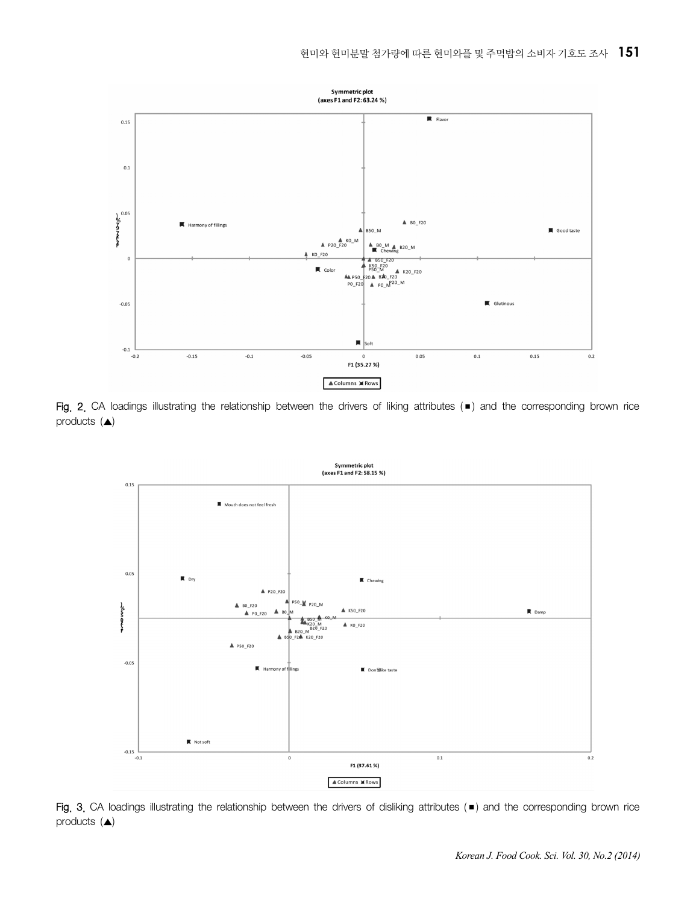Fig. 2. CA loadings illustrating the relationship between the drivers of liking attributes (■) and the corresponding brown rice products (▲)

Fig. 3. CA loadings illustrating the relationship between the drivers of disliking attributes (■) and the corresponding brown rice products (▲)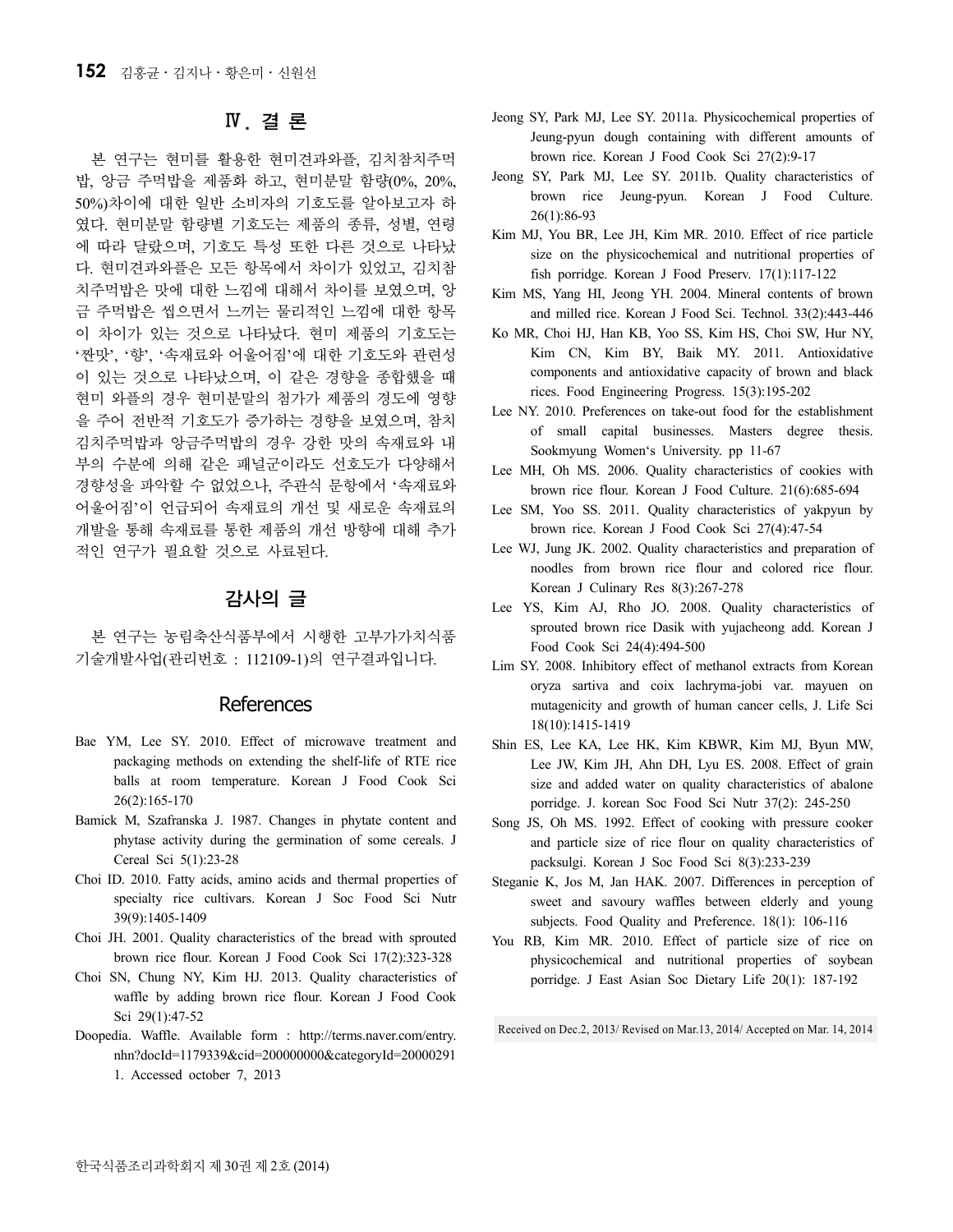## Ⅳ. 결 론

본 연구는 현미를 활용한 현미견과와플, 김치참치주먹밥, 앙금 주먹밥을 제품화 하고, 현미분말 함량(0%, 20%, 50%)차이에 대한 일반 소비자의 기호도를 알아보고자 하였다. 현미분말 함량별 기호도는 제품의 종류, 성별, 연령에 따라 달랐으며, 기호도 특성 또한 다른 것으로 나타났다. 현미견과와플은 모든 항목에서 차이가 있었고, 김치참치주먹밥은 맛에 대한 느낌에 대해서 차이를 보였으며, 앙금 주먹밥은 씹으면서 느끼는 물리적인 느낌에 대한 항목이 차이가 있는 것으로 나타났다. 현미 제품의 기호도는 '짠맛', '향', '속재료와 어울어짐'에 대한 기호도와 관련성이 있는 것으로 나타났으며, 이 같은 경향을 종합했을 때 현미 와플의 경우 현미분말의 첨가가 제품의 경도에 영향을 주어 전반적 기호도가 증가하는 경향을 보였으며, 참치김치주먹밥과 앙금주먹밥의 경우 강한 맛의 속재료와 내부의 수분에 의해 같은 패널군이라도 선호도가 다양해서 경향성을 파악할 수 없었으나, 주관식 문항에서 '속재료와 어울어짐'이 언급되어 속재료의 개선 및 새로운 속재료의 개발을 통해 속재료를 통한 제품의 개선 방향에 대해 추가적인 연구가 필요할 것으로 사료된다.

## 감사의 글

본 연구는 농림축산식품부에서 시행한 고부가가치식품 기술개발사업(관리번호 : 112109-1)의 연구결과입니다.

## References

Bae YM, Lee SY. 2010. Effect of microwave treatment and packaging methods on extending the shelf-life of RTE rice balls at room temperature. Korean J Food Cook Sci 26(2):165-170

Bamick M, Szafranska J. 1987. Changes in phytate content and phytase activity during the germination of some cereals. J Cereal Sci 5(1):23-28

Choi ID. 2010. Fatty acids, amino acids and thermal properties of specialty rice cultivars. Korean J Soc Food Sci Nutr 39(9):1405-1409

Choi JH. 2001. Quality characteristics of the bread with sprouted brown rice flour. Korean J Food Cook Sci 17(2):323-328

Choi SN, Chung NY, Kim HJ. 2013. Quality characteristics of waffle by adding brown rice flour. Korean J Food Cook Sci 29(1):47-52

Doopedia. Waffle. Available form : http://terms.naver.com/entry.nhn?docId=1179339&cid=200000000&categoryId=200002911. Accessed october 7, 2013

Jeong SY, Park MJ, Lee SY. 2011a. Physicochemical properties of Jeung-pyun dough containing with different amounts of brown rice. Korean J Food Cook Sci 27(2):9-17

Jeong SY, Park MJ, Lee SY. 2011b. Quality characteristics of brown rice Jeung-pyun. Korean J Food Culture. 26(1):86-93

Kim MJ, You BR, Lee JH, Kim MR. 2010. Effect of rice particle size on the physicochemical and nutritional properties of fish porridge. Korean J Food Preserv. 17(1):117-122

Kim MS, Yang HI, Jeong YH. 2004. Mineral contents of brown and milled rice. Korean J Food Sci. Technol. 33(2):443-446

Ko MR, Choi HJ, Han KB, Yoo SS, Kim HS, Choi SW, Hur NY, Kim CN, Kim BY, Baik MY. 2011. Antioxidative components and antioxidative capacity of brown and black rices. Food Engineering Progress. 15(3):195-202

Lee NY. 2010. Preferences on take-out food for the establishment of small capital businesses. Masters degree thesis. Sookmyung Women's University. pp 11-67

Lee MH, Oh MS. 2006. Quality characteristics of cookies with brown rice flour. Korean J Food Culture. 21(6):685-694

Lee SM, Yoo SS. 2011. Quality characteristics of yakpyun by brown rice. Korean J Food Cook Sci 27(4):47-54

Lee WJ, Jung JK. 2002. Quality characteristics and preparation of noodles from brown rice flour and colored rice flour. Korean J Culinary Res 8(3):267-278

Lee YS, Kim AJ, Rho JO. 2008. Quality characteristics of sprouted brown rice Dasik with yujacheong add. Korean J Food Cook Sci 24(4):494-500

Lim SY. 2008. Inhibitory effect of methanol extracts from Korean oryza sartiva and coix lachryma-jobi var. mayuen on mutagenicity and growth of human cancer cells, J. Life Sci 18(10):1415-1419

Shin ES, Lee KA, Lee HK, Kim KBWR, Kim MJ, Byun MW, Lee JW, Kim JH, Ahn DH, Lyu ES. 2008. Effect of grain size and added water on quality characteristics of abalone porridge. J. korean Soc Food Sci Nutr 37(2): 245-250

Song JS, Oh MS. 1992. Effect of cooking with pressure cooker and particle size of rice flour on quality characteristics of packsulgi. Korean J Soc Food Sci 8(3):233-239

Steganie K, Jos M, Jan HAK. 2007. Differences in perception of sweet and savoury waffles between elderly and young subjects. Food Quality and Preference. 18(1): 106-116

You RB, Kim MR. 2010. Effect of particle size of rice on physicochemical and nutritional properties of soybean porridge. J East Asian Soc Dietary Life 20(1): 187-192

Received on Dec.2, 2013/ Revised on Mar.13, 2014/ Accepted on Mar. 14, 2014